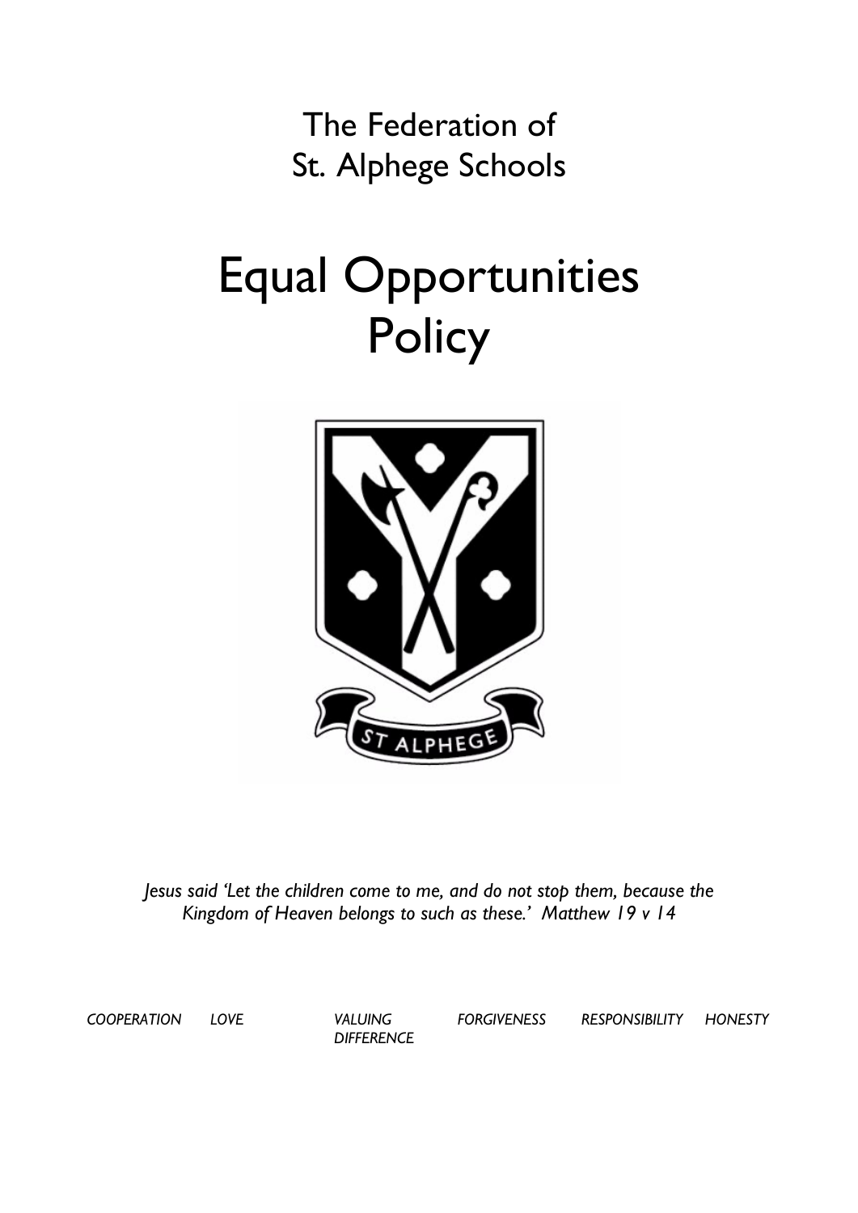The Federation of
St. Alphege Schools

# Equal Opportunities Policy

*Jesus said 'Let the children come to me, and do not stop them, because the Kingdom of Heaven belongs to such as these.' Matthew 19 v 14*

*COOPERATION LOVE VALUING DIFFERENCE FORGIVENESS RESPONSIBILITY HONESTY*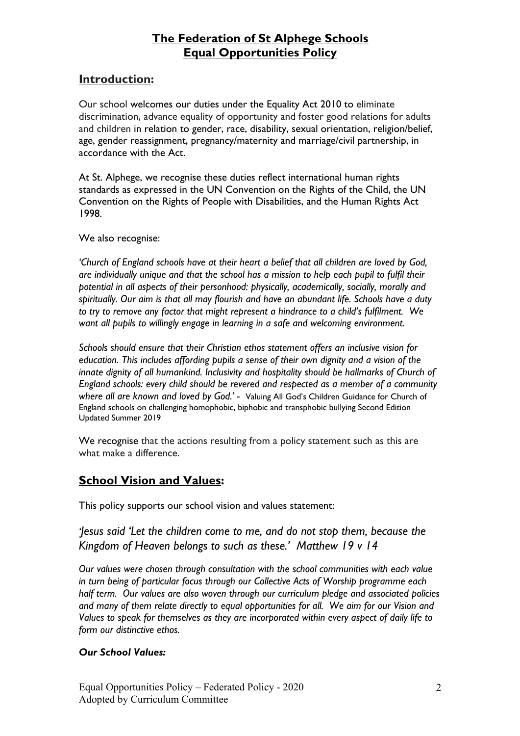## **The Federation of St Alphege Schools**
## **Equal Opportunities Policy**

## **Introduction:**

Our school welcomes our duties under the Equality Act 2010 to eliminate discrimination, advance equality of opportunity and foster good relations for adults and children in relation to gender, race, disability, sexual orientation, religion/belief, age, gender reassignment, pregnancy/maternity and marriage/civil partnership, in accordance with the Act.

At St. Alphege, we recognise these duties reflect international human rights standards as expressed in the UN Convention on the Rights of the Child, the UN Convention on the Rights of People with Disabilities, and the Human Rights Act 1998.

We also recognise:

*'Church of England schools have at their heart a belief that all children are loved by God, are individually unique and that the school has a mission to help each pupil to fulfil their potential in all aspects of their personhood: physically, academically, socially, morally and spiritually. Our aim is that all may flourish and have an abundant life. Schools have a duty to try to remove any factor that might represent a hindrance to a child's fulfilment. We want all pupils to willingly engage in learning in a safe and welcoming environment.*

*Schools should ensure that their Christian ethos statement offers an inclusive vision for education. This includes affording pupils a sense of their own dignity and a vision of the innate dignity of all humankind. Inclusivity and hospitality should be hallmarks of Church of England schools: every child should be revered and respected as a member of a community where all are known and loved by God.'* - Valuing All God's Children Guidance for Church of England schools on challenging homophobic, biphobic and transphobic bullying Second Edition Updated Summer 2019

We recognise that the actions resulting from a policy statement such as this are what make a difference.

## **School Vision and Values:**

This policy supports our school vision and values statement:

*'Jesus said 'Let the children come to me, and do not stop them, because the Kingdom of Heaven belongs to such as these.' Matthew 19 v 14*

*Our values were chosen through consultation with the school communities with each value in turn being of particular focus through our Collective Acts of Worship programme each half term. Our values are also woven through our curriculum pledge and associated policies and many of them relate directly to equal opportunities for all. We aim for our Vision and Values to speak for themselves as they are incorporated within every aspect of daily life to form our distinctive ethos.*

***Our School Values:***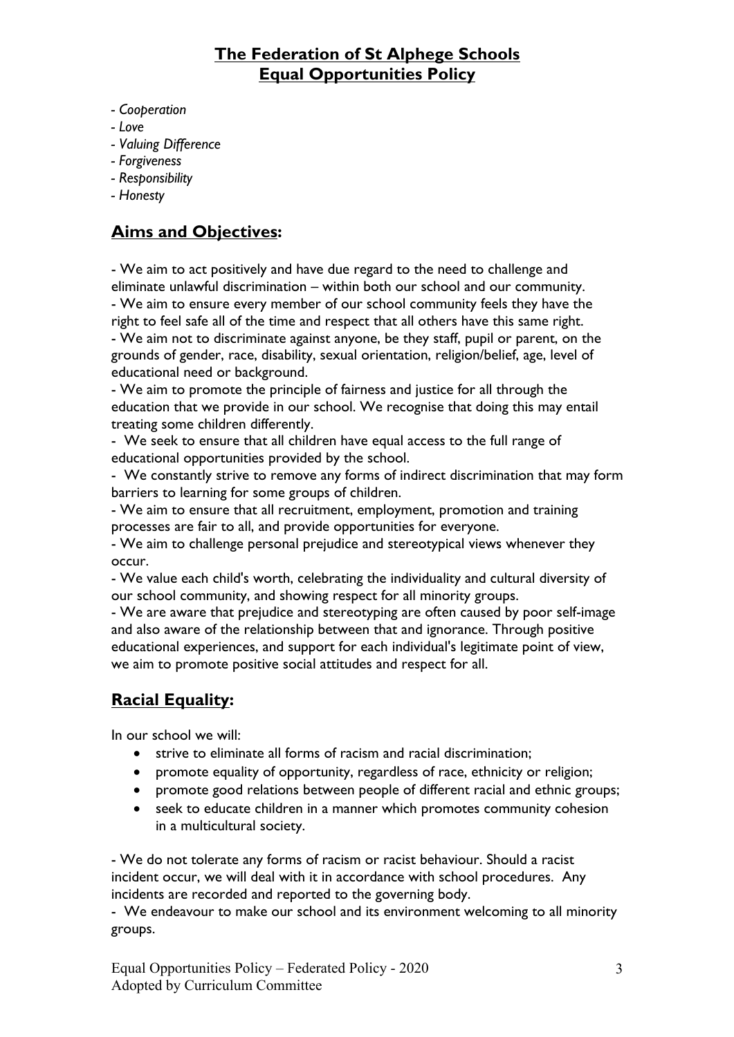## The Federation of St Alphege Schools
## Equal Opportunities Policy

- *Cooperation*
- *Love*
- *Valuing Difference*
- *Forgiveness*
- *Responsibility*
- *Honesty*

## Aims and Objectives:

- We aim to act positively and have due regard to the need to challenge and eliminate unlawful discrimination – within both our school and our community.
- We aim to ensure every member of our school community feels they have the right to feel safe all of the time and respect that all others have this same right.
- We aim not to discriminate against anyone, be they staff, pupil or parent, on the grounds of gender, race, disability, sexual orientation, religion/belief, age, level of educational need or background.
- We aim to promote the principle of fairness and justice for all through the education that we provide in our school. We recognise that doing this may entail treating some children differently.
- We seek to ensure that all children have equal access to the full range of educational opportunities provided by the school.
- We constantly strive to remove any forms of indirect discrimination that may form barriers to learning for some groups of children.
- We aim to ensure that all recruitment, employment, promotion and training processes are fair to all, and provide opportunities for everyone.
- We aim to challenge personal prejudice and stereotypical views whenever they occur.
- We value each child's worth, celebrating the individuality and cultural diversity of our school community, and showing respect for all minority groups.
- We are aware that prejudice and stereotyping are often caused by poor self-image and also aware of the relationship between that and ignorance. Through positive educational experiences, and support for each individual's legitimate point of view, we aim to promote positive social attitudes and respect for all.

## Racial Equality:

In our school we will:

- strive to eliminate all forms of racism and racial discrimination;
- promote equality of opportunity, regardless of race, ethnicity or religion;
- promote good relations between people of different racial and ethnic groups;
- seek to educate children in a manner which promotes community cohesion in a multicultural society.

- We do not tolerate any forms of racism or racist behaviour. Should a racist incident occur, we will deal with it in accordance with school procedures. Any incidents are recorded and reported to the governing body.
- We endeavour to make our school and its environment welcoming to all minority groups.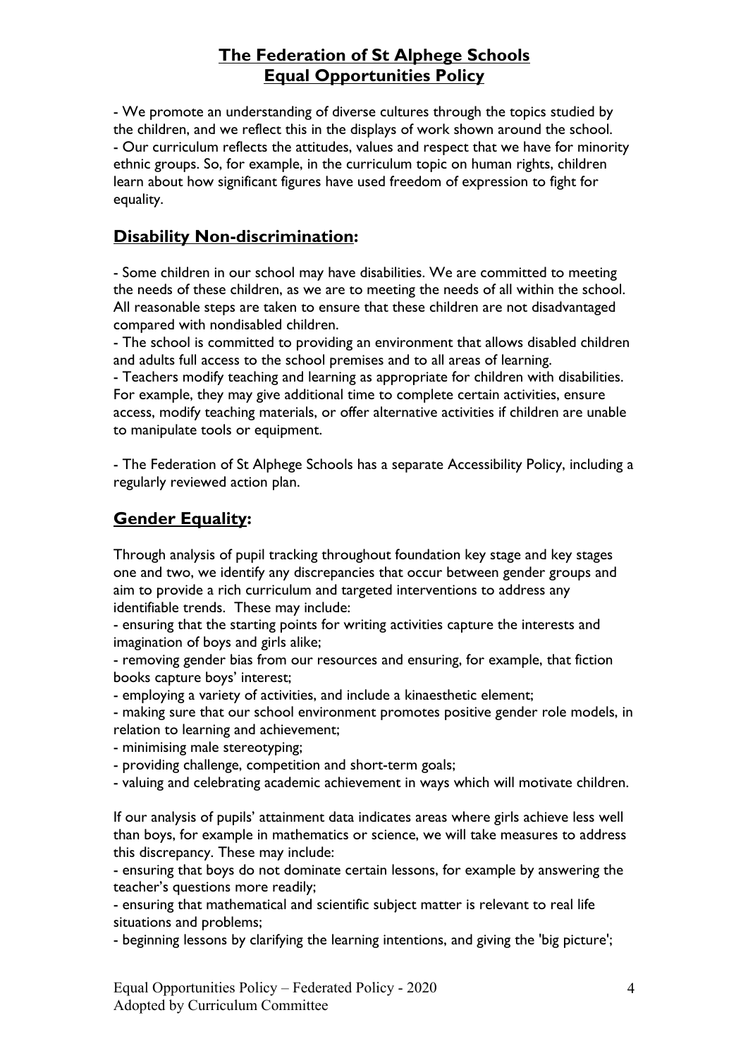# The Federation of St Alphege Schools
# Equal Opportunities Policy

- We promote an understanding of diverse cultures through the topics studied by the children, and we reflect this in the displays of work shown around the school.
- Our curriculum reflects the attitudes, values and respect that we have for minority ethnic groups. So, for example, in the curriculum topic on human rights, children learn about how significant figures have used freedom of expression to fight for equality.

## Disability Non-discrimination:

- Some children in our school may have disabilities. We are committed to meeting the needs of these children, as we are to meeting the needs of all within the school. All reasonable steps are taken to ensure that these children are not disadvantaged compared with nondisabled children.
- The school is committed to providing an environment that allows disabled children and adults full access to the school premises and to all areas of learning.
- Teachers modify teaching and learning as appropriate for children with disabilities. For example, they may give additional time to complete certain activities, ensure access, modify teaching materials, or offer alternative activities if children are unable to manipulate tools or equipment.

- The Federation of St Alphege Schools has a separate Accessibility Policy, including a regularly reviewed action plan.

## Gender Equality:

Through analysis of pupil tracking throughout foundation key stage and key stages one and two, we identify any discrepancies that occur between gender groups and aim to provide a rich curriculum and targeted interventions to address any identifiable trends. These may include:

- ensuring that the starting points for writing activities capture the interests and imagination of boys and girls alike;
- removing gender bias from our resources and ensuring, for example, that fiction books capture boys' interest;
- employing a variety of activities, and include a kinaesthetic element;
- making sure that our school environment promotes positive gender role models, in relation to learning and achievement;
- minimising male stereotyping;
- providing challenge, competition and short-term goals;
- valuing and celebrating academic achievement in ways which will motivate children.

If our analysis of pupils' attainment data indicates areas where girls achieve less well than boys, for example in mathematics or science, we will take measures to address this discrepancy. These may include:

- ensuring that boys do not dominate certain lessons, for example by answering the teacher's questions more readily;
- ensuring that mathematical and scientific subject matter is relevant to real life situations and problems;
- beginning lessons by clarifying the learning intentions, and giving the 'big picture';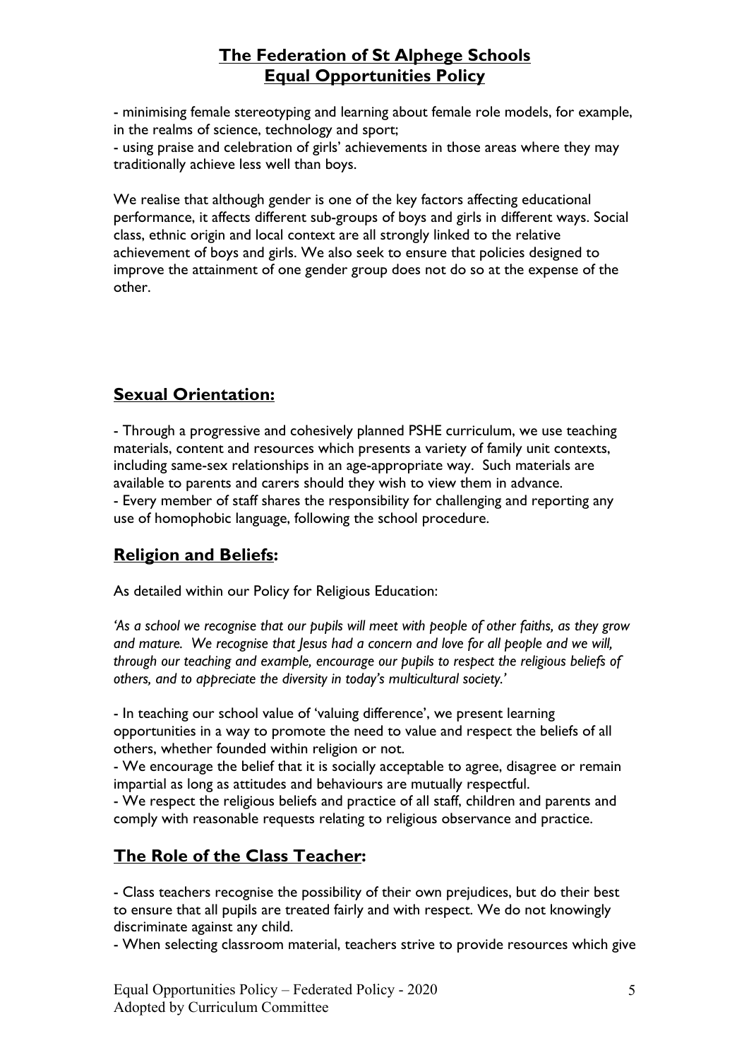- minimising female stereotyping and learning about female role models, for example, in the realms of science, technology and sport;
- using praise and celebration of girls' achievements in those areas where they may traditionally achieve less well than boys.

We realise that although gender is one of the key factors affecting educational performance, it affects different sub-groups of boys and girls in different ways. Social class, ethnic origin and local context are all strongly linked to the relative achievement of boys and girls. We also seek to ensure that policies designed to improve the attainment of one gender group does not do so at the expense of the other.

## Sexual Orientation:

- Through a progressive and cohesively planned PSHE curriculum, we use teaching materials, content and resources which presents a variety of family unit contexts, including same-sex relationships in an age-appropriate way. Such materials are available to parents and carers should they wish to view them in advance.
- Every member of staff shares the responsibility for challenging and reporting any use of homophobic language, following the school procedure.

## Religion and Beliefs:

As detailed within our Policy for Religious Education:

*'As a school we recognise that our pupils will meet with people of other faiths, as they grow and mature. We recognise that Jesus had a concern and love for all people and we will, through our teaching and example, encourage our pupils to respect the religious beliefs of others, and to appreciate the diversity in today's multicultural society.'*

- In teaching our school value of 'valuing difference', we present learning opportunities in a way to promote the need to value and respect the beliefs of all others, whether founded within religion or not.
- We encourage the belief that it is socially acceptable to agree, disagree or remain impartial as long as attitudes and behaviours are mutually respectful.
- We respect the religious beliefs and practice of all staff, children and parents and comply with reasonable requests relating to religious observance and practice.

## The Role of the Class Teacher:

- Class teachers recognise the possibility of their own prejudices, but do their best to ensure that all pupils are treated fairly and with respect. We do not knowingly discriminate against any child.
- When selecting classroom material, teachers strive to provide resources which give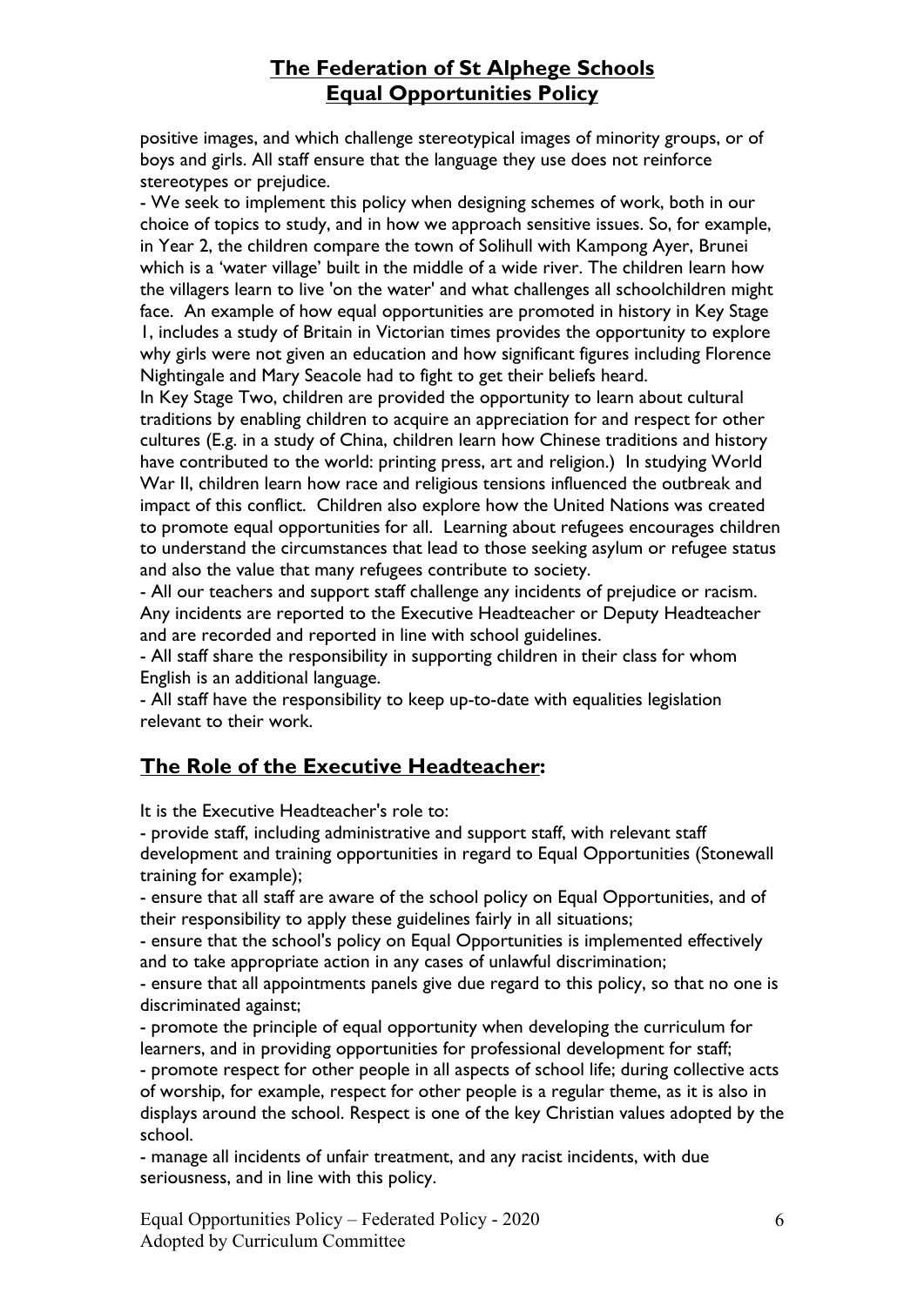positive images, and which challenge stereotypical images of minority groups, or of boys and girls. All staff ensure that the language they use does not reinforce stereotypes or prejudice.

- We seek to implement this policy when designing schemes of work, both in our choice of topics to study, and in how we approach sensitive issues. So, for example, in Year 2, the children compare the town of Solihull with Kampong Ayer, Brunei which is a 'water village' built in the middle of a wide river. The children learn how the villagers learn to live 'on the water' and what challenges all schoolchildren might face. An example of how equal opportunities are promoted in history in Key Stage 1, includes a study of Britain in Victorian times provides the opportunity to explore why girls were not given an education and how significant figures including Florence Nightingale and Mary Seacole had to fight to get their beliefs heard.

In Key Stage Two, children are provided the opportunity to learn about cultural traditions by enabling children to acquire an appreciation for and respect for other cultures (E.g. in a study of China, children learn how Chinese traditions and history have contributed to the world: printing press, art and religion.) In studying World War II, children learn how race and religious tensions influenced the outbreak and impact of this conflict. Children also explore how the United Nations was created to promote equal opportunities for all. Learning about refugees encourages children to understand the circumstances that lead to those seeking asylum or refugee status and also the value that many refugees contribute to society.

- All our teachers and support staff challenge any incidents of prejudice or racism. Any incidents are reported to the Executive Headteacher or Deputy Headteacher and are recorded and reported in line with school guidelines.
- All staff share the responsibility in supporting children in their class for whom English is an additional language.
- All staff have the responsibility to keep up-to-date with equalities legislation relevant to their work.

## The Role of the Executive Headteacher:

It is the Executive Headteacher's role to:

- provide staff, including administrative and support staff, with relevant staff development and training opportunities in regard to Equal Opportunities (Stonewall training for example);
- ensure that all staff are aware of the school policy on Equal Opportunities, and of their responsibility to apply these guidelines fairly in all situations;
- ensure that the school's policy on Equal Opportunities is implemented effectively and to take appropriate action in any cases of unlawful discrimination;
- ensure that all appointments panels give due regard to this policy, so that no one is discriminated against;
- promote the principle of equal opportunity when developing the curriculum for learners, and in providing opportunities for professional development for staff;
- promote respect for other people in all aspects of school life; during collective acts of worship, for example, respect for other people is a regular theme, as it is also in displays around the school. Respect is one of the key Christian values adopted by the school.
- manage all incidents of unfair treatment, and any racist incidents, with due seriousness, and in line with this policy.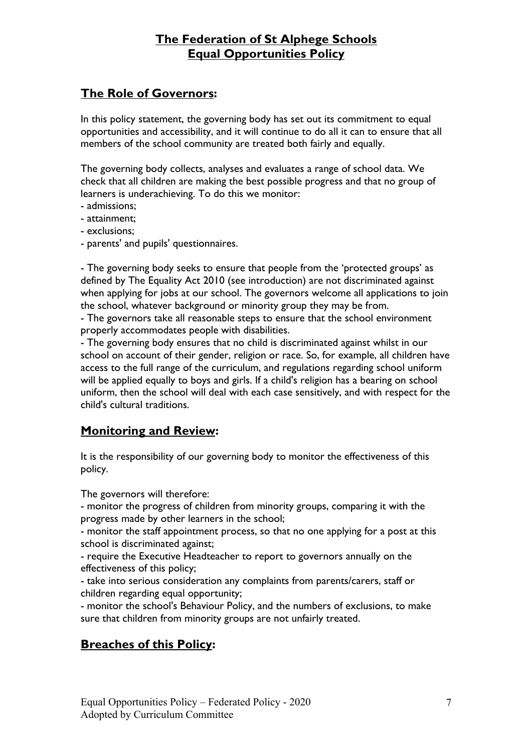# The Federation of St Alphege Schools
# Equal Opportunities Policy

## The Role of Governors:

In this policy statement, the governing body has set out its commitment to equal opportunities and accessibility, and it will continue to do all it can to ensure that all members of the school community are treated both fairly and equally.

The governing body collects, analyses and evaluates a range of school data. We check that all children are making the best possible progress and that no group of learners is underachieving. To do this we monitor:

- admissions;
- attainment;
- exclusions;
- parents' and pupils' questionnaires.

- The governing body seeks to ensure that people from the 'protected groups' as defined by The Equality Act 2010 (see introduction) are not discriminated against when applying for jobs at our school. The governors welcome all applications to join the school, whatever background or minority group they may be from.
- The governors take all reasonable steps to ensure that the school environment properly accommodates people with disabilities.
- The governing body ensures that no child is discriminated against whilst in our school on account of their gender, religion or race. So, for example, all children have access to the full range of the curriculum, and regulations regarding school uniform will be applied equally to boys and girls. If a child's religion has a bearing on school uniform, then the school will deal with each case sensitively, and with respect for the child's cultural traditions.

## Monitoring and Review:

It is the responsibility of our governing body to monitor the effectiveness of this policy.

The governors will therefore:

- monitor the progress of children from minority groups, comparing it with the progress made by other learners in the school;
- monitor the staff appointment process, so that no one applying for a post at this school is discriminated against;
- require the Executive Headteacher to report to governors annually on the effectiveness of this policy;
- take into serious consideration any complaints from parents/carers, staff or children regarding equal opportunity;
- monitor the school's Behaviour Policy, and the numbers of exclusions, to make sure that children from minority groups are not unfairly treated.

## Breaches of this Policy: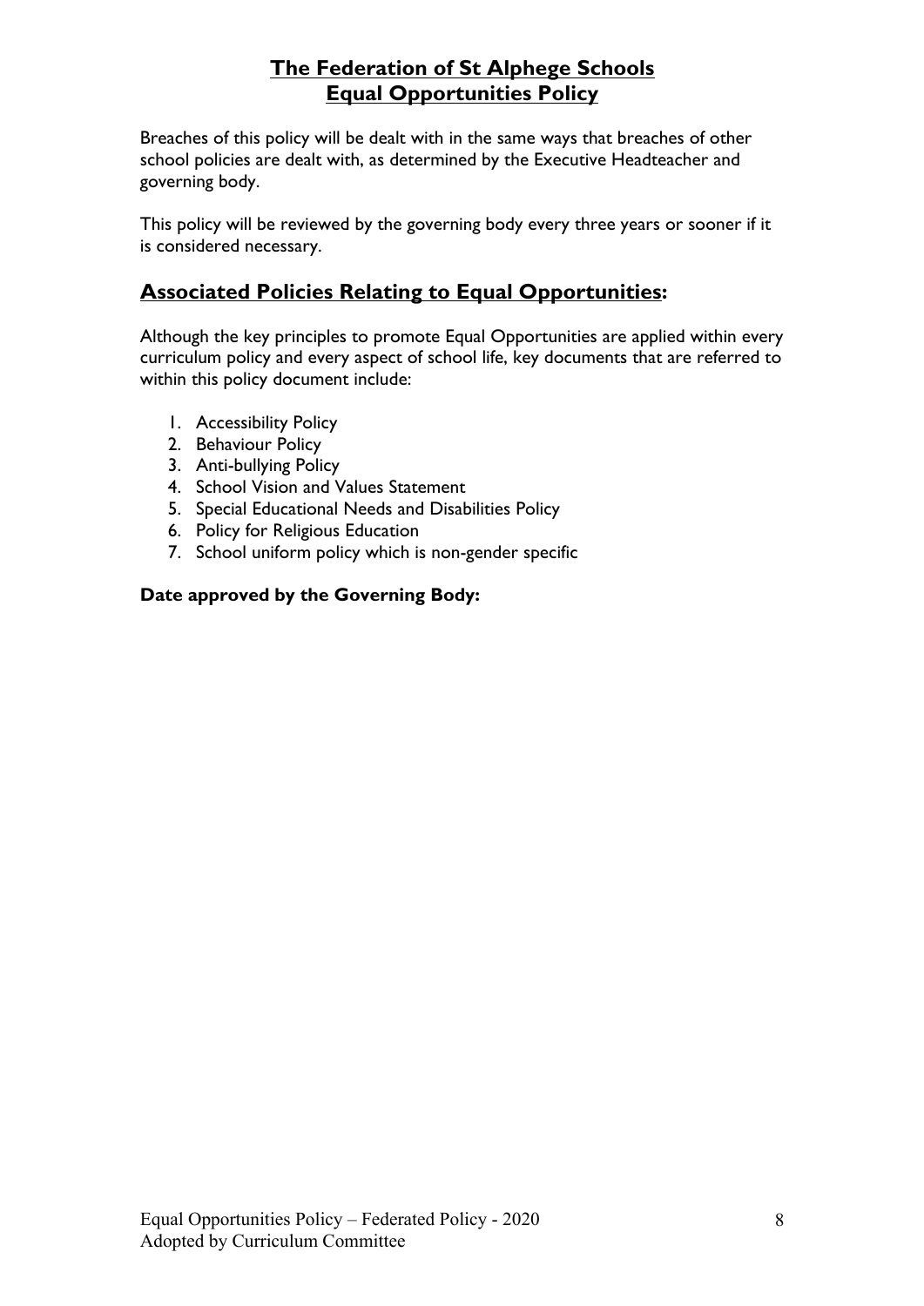# The Federation of St Alphege Schools
# Equal Opportunities Policy

Breaches of this policy will be dealt with in the same ways that breaches of other school policies are dealt with, as determined by the Executive Headteacher and governing body.

This policy will be reviewed by the governing body every three years or sooner if it is considered necessary.

## Associated Policies Relating to Equal Opportunities:

Although the key principles to promote Equal Opportunities are applied within every curriculum policy and every aspect of school life, key documents that are referred to within this policy document include:

1. Accessibility Policy
2. Behaviour Policy
3. Anti-bullying Policy
4. School Vision and Values Statement
5. Special Educational Needs and Disabilities Policy
6. Policy for Religious Education
7. School uniform policy which is non-gender specific

**Date approved by the Governing Body:**